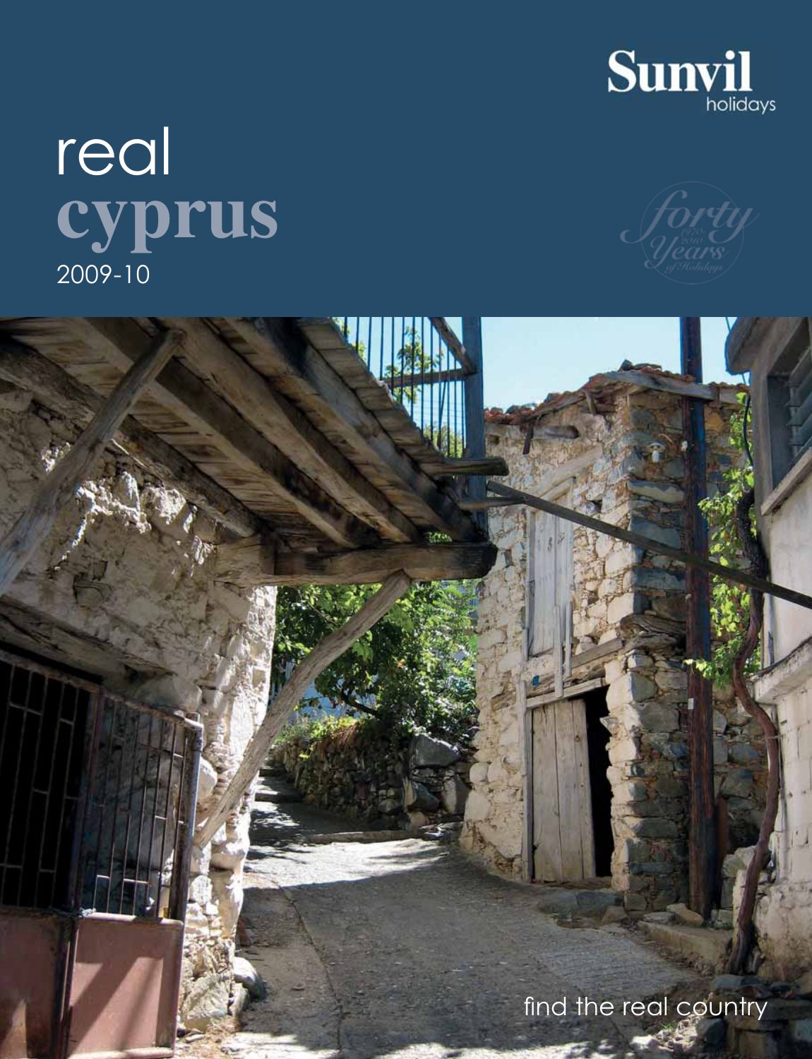Sunvil holidays

# real cyprus

2009-10

forty Years 1970-2010 of Holidays

find the real country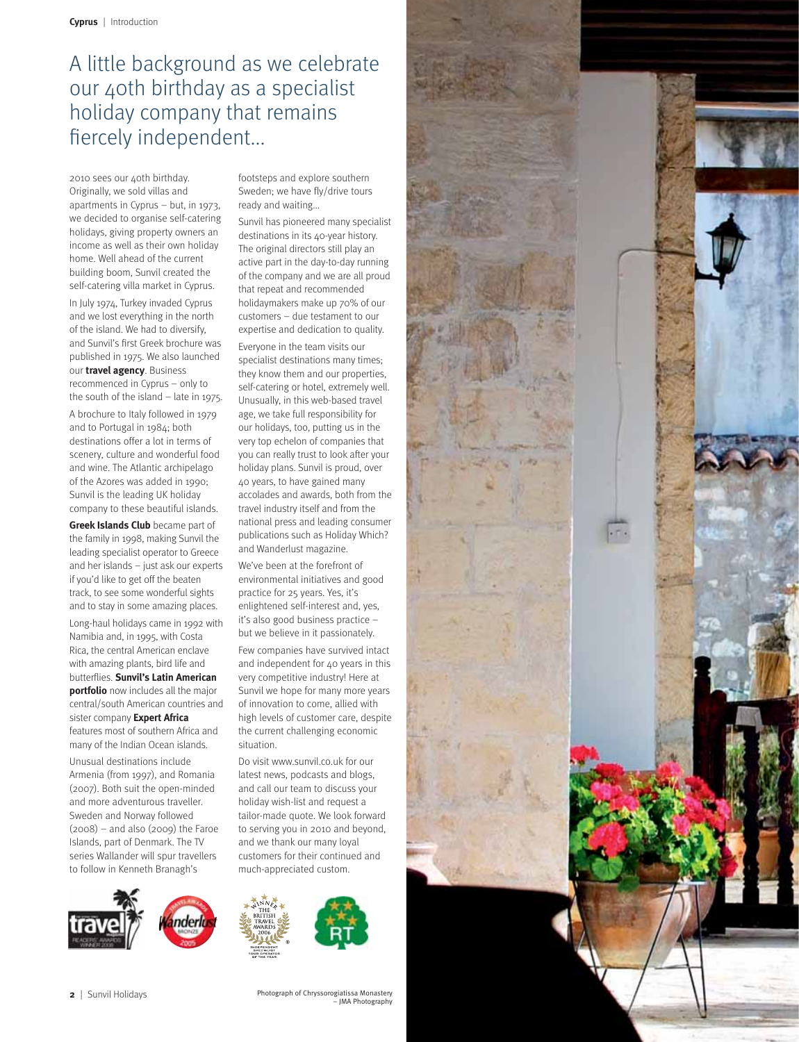# A little background as we celebrate our 40th birthday as a specialist holiday company that remains fiercely independent...

2010 sees our 40th birthday. Originally, we sold villas and apartments in Cyprus – but, in 1973, we decided to organise self-catering holidays, giving property owners an income as well as their own holiday home. Well ahead of the current building boom, Sunvil created the self-catering villa market in Cyprus.

In July 1974, Turkey invaded Cyprus and we lost everything in the north of the island. We had to diversify, and Sunvil's first Greek brochure was published in 1975. We also launched our **travel agency**. Business recommenced in Cyprus – only to the south of the island – late in 1975.

A brochure to Italy followed in 1979 and to Portugal in 1984; both destinations offer a lot in terms of scenery, culture and wonderful food and wine. The Atlantic archipelago of the Azores was added in 1990; Sunvil is the leading UK holiday company to these beautiful islands.

**Greek Islands Club** became part of the family in 1998, making Sunvil the leading specialist operator to Greece and her islands – just ask our experts if you'd like to get off the beaten track, to see some wonderful sights and to stay in some amazing places.

Long-haul holidays came in 1992 with Namibia and, in 1995, with Costa Rica, the central American enclave with amazing plants, bird life and butterflies. **Sunvil's Latin American portfolio** now includes all the major central/south American countries and sister company **Expert Africa** features most of southern Africa and many of the Indian Ocean islands.

Unusual destinations include Armenia (from 1997), and Romania (2007). Both suit the open-minded and more adventurous traveller. Sweden and Norway followed (2008) – and also (2009) the Faroe Islands, part of Denmark. The TV series Wallander will spur travellers to follow in Kenneth Branagh's footsteps and explore southern Sweden; we have fly/drive tours ready and waiting...

Sunvil has pioneered many specialist destinations in its 40-year history. The original directors still play an active part in the day-to-day running of the company and we are all proud that repeat and recommended holidaymakers make up 70% of our customers – due testament to our expertise and dedication to quality.

Everyone in the team visits our specialist destinations many times; they know them and our properties, self-catering or hotel, extremely well. Unusually, in this web-based travel age, we take full responsibility for our holidays, too, putting us in the very top echelon of companies that you can really trust to look after your holiday plans. Sunvil is proud, over 40 years, to have gained many accolades and awards, both from the travel industry itself and from the national press and leading consumer publications such as Holiday Which? and Wanderlust magazine.

We've been at the forefront of environmental initiatives and good practice for 25 years. Yes, it's enlightened self-interest and, yes, it's also good business practice – but we believe in it passionately.

Few companies have survived intact and independent for 40 years in this very competitive industry! Here at Sunvil we hope for many more years of innovation to come, allied with high levels of customer care, despite the current challenging economic situation.

Do visit www.sunvil.co.uk for our latest news, podcasts and blogs, and call our team to discuss your holiday wish-list and request a tailor-made quote. We look forward to serving you in 2010 and beyond, and we thank our many loyal customers for their continued and much-appreciated custom.

Photograph of Chryssorogiatissa Monastery – JMA Photography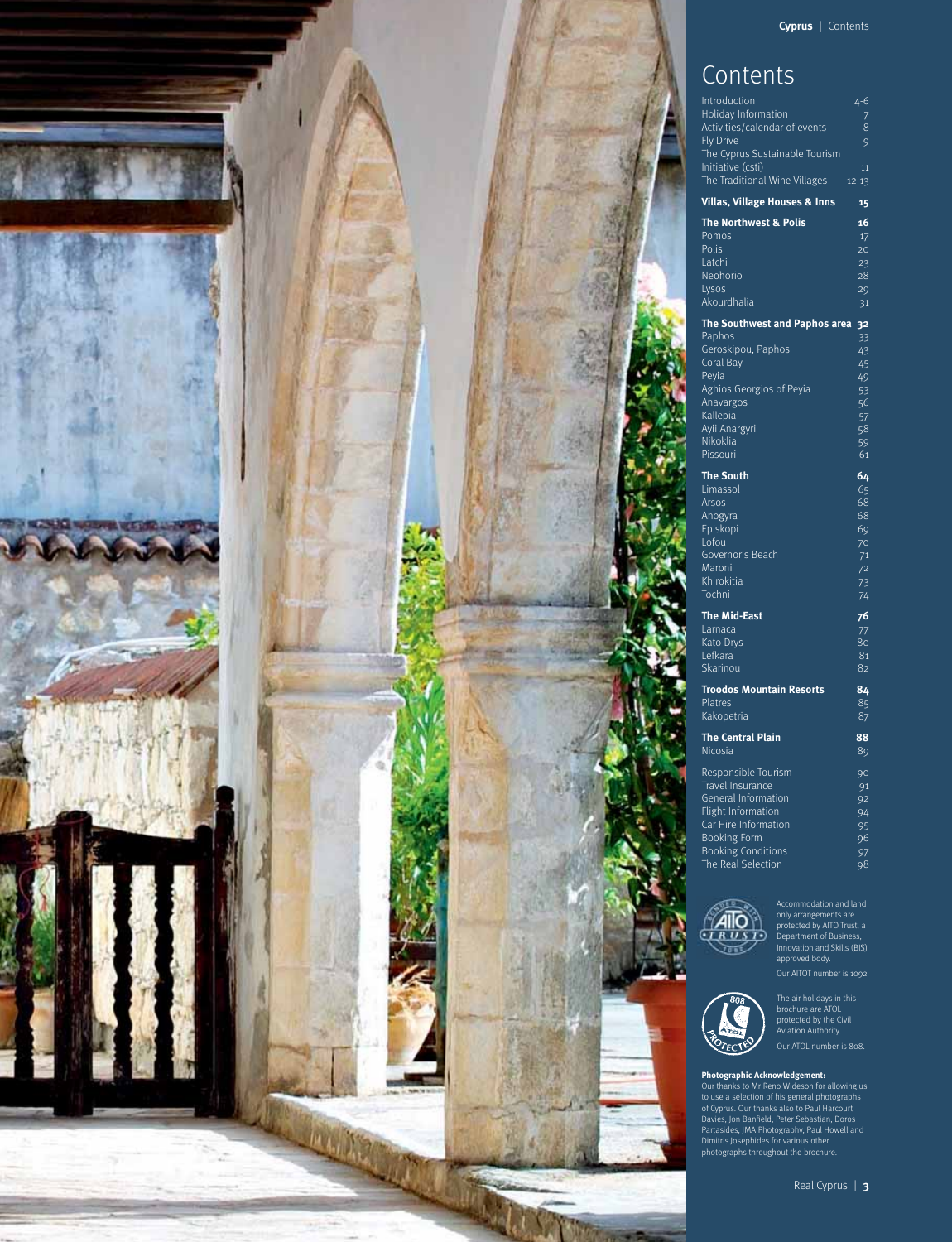# Contents

| | |
|---|---|
| Introduction | 4-6 |
| Holiday Information | 7 |
| Activities/calendar of events | 8 |
| Fly Drive | 9 |
| The Cyprus Sustainable Tourism Initiative (csti) | 11 |
| The Traditional Wine Villages | 12-13 |
| **Villas, Village Houses & Inns** | **15** |
| **The Northwest & Polis** | **16** |
| Pomos | 17 |
| Polis | 20 |
| Latchi | 23 |
| Neohorio | 28 |
| Lysos | 29 |
| Akourdhalia | 31 |
| **The Southwest and Paphos area** | **32** |
| Paphos | 33 |
| Geroskipou, Paphos | 43 |
| Coral Bay | 45 |
| Peyia | 49 |
| Aghios Georgios of Peyia | 53 |
| Anavargos | 56 |
| Kallepia | 57 |
| Ayii Anargyri | 58 |
| Nikoklia | 59 |
| Pissouri | 61 |
| **The South** | **64** |
| Limassol | 65 |
| Arsos | 68 |
| Anogyra | 68 |
| Episkopi | 69 |
| Lofou | 70 |
| Governor's Beach | 71 |
| Maroni | 72 |
| Khirokitia | 73 |
| Tochni | 74 |
| **The Mid-East** | **76** |
| Larnaca | 77 |
| Kato Drys | 80 |
| Lefkara | 81 |
| Skarinou | 82 |
| **Troodos Mountain Resorts** | **84** |
| Platres | 85 |
| Kakopetria | 87 |
| **The Central Plain** | **88** |
| Nicosia | 89 |
| Responsible Tourism | 90 |
| Travel Insurance | 91 |
| General Information | 92 |
| Flight Information | 94 |
| Car Hire Information | 95 |
| Booking Form | 96 |
| Booking Conditions | 97 |
| The Real Selection | 98 |

Accommodation and land only arrangements are protected by AITO Trust, a Department of Business, Innovation and Skills (BIS) approved body.

Our AITOT number is 1092

The air holidays in this brochure are ATOL protected by the Civil Aviation Authority.

Our ATOL number is 808.

**Photographic Acknowledgement:**
Our thanks to Mr Reno Wideson for allowing us to use a selection of his general photographs of Cyprus. Our thanks also to Paul Harcourt Davies, Jon Banfield, Peter Sebastian, Doros Partasides, JMA Photography, Paul Howell and Dimitris Josephides for various other photographs throughout the brochure.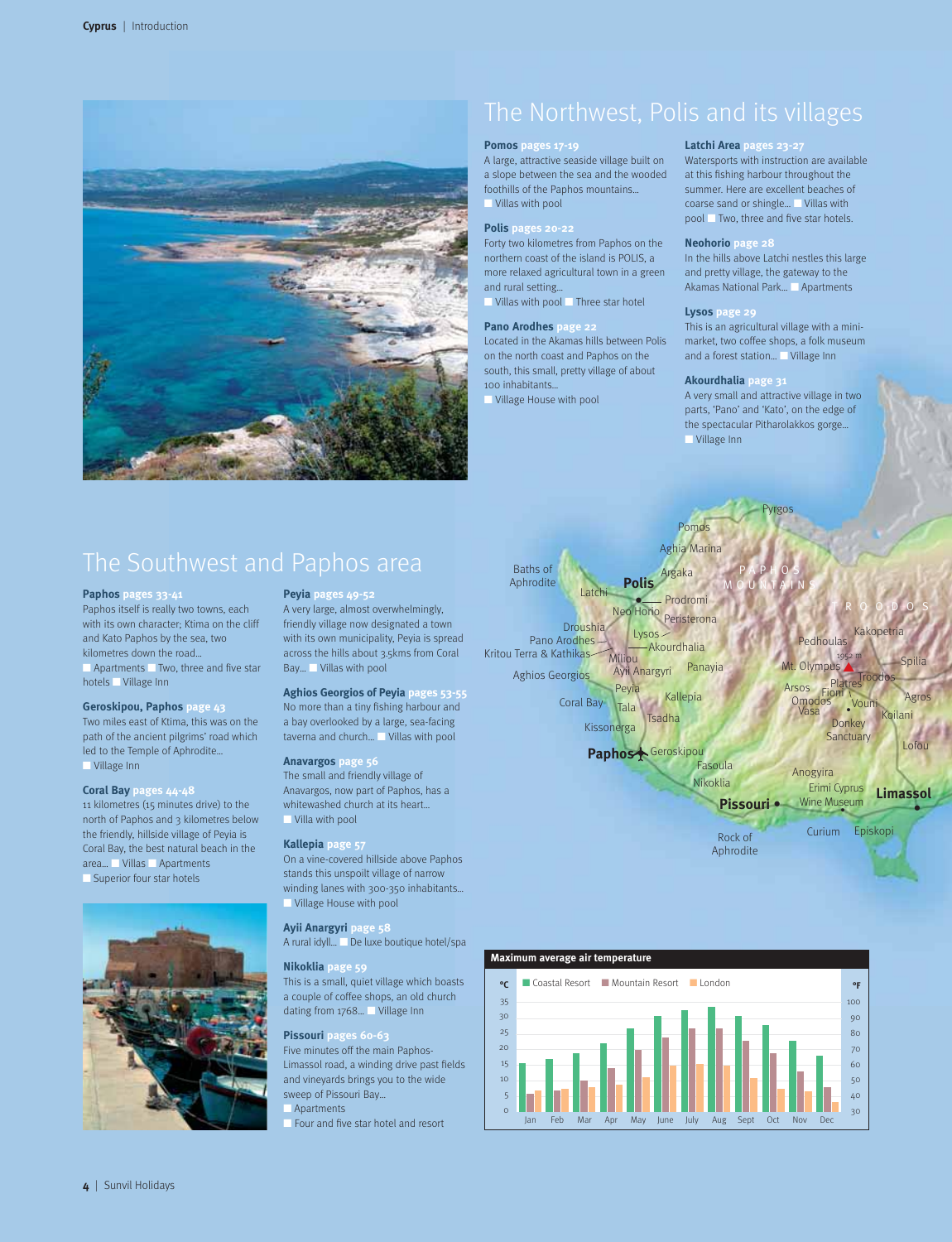## The Northwest, Polis and its villages

**Pomos** pages 17-19
A large, attractive seaside village built on a slope between the sea and the wooded foothills of the Paphos mountains...
- Villas with pool

**Polis** pages 20-22
Forty two kilometres from Paphos on the northern coast of the island is POLIS, a more relaxed agricultural town in a green and rural setting...
- Villas with pool
- Three star hotel

**Pano Arodhes** page 22
Located in the Akamas hills between Polis on the north coast and Paphos on the south, this small, pretty village of about 100 inhabitants...
- Village House with pool

**Latchi Area** pages 23-27
Watersports with instruction are available at this fishing harbour throughout the summer. Here are excellent beaches of coarse sand or shingle...
- Villas with pool
- Two, three and five star hotels.

**Neohorio** page 28
In the hills above Latchi nestles this large and pretty village, the gateway to the Akamas National Park...
- Apartments

**Lysos** page 29
This is an agricultural village with a mini-market, two coffee shops, a folk museum and a forest station...
- Village Inn

**Akourdhalia** page 31
A very small and attractive village in two parts, 'Pano' and 'Kato', on the edge of the spectacular Pitharolakkos gorge...
- Village Inn

## The Southwest and Paphos area

**Paphos** pages 33-41
Paphos itself is really two towns, each with its own character; Ktima on the cliff and Kato Paphos by the sea, two kilometres down the road...
- Apartments
- Two, three and five star hotels
- Village Inn

**Geroskipou, Paphos** page 43
Two miles east of Ktima, this was on the path of the ancient pilgrims' road which led to the Temple of Aphrodite...
- Village Inn

**Coral Bay** pages 44-48
11 kilometres (15 minutes drive) to the north of Paphos and 3 kilometres below the friendly, hillside village of Peyia is Coral Bay, the best natural beach in the area...
- Villas
- Apartments
- Superior four star hotels

**Peyia** pages 49-52
A very large, almost overwhelmingly, friendly village now designated a town with its own municipality, Peyia is spread across the hills about 3.5kms from Coral Bay...
- Villas with pool

**Aghios Georgios of Peyia** pages 53-55
No more than a tiny fishing harbour and a bay overlooked by a large, sea-facing taverna and church...
- Villas with pool

**Anavargos** page 56
The small and friendly village of Anavargos, now part of Paphos, has a whitewashed church at its heart...
- Villa with pool

**Kallepia** page 57
On a vine-covered hillside above Paphos stands this unspoilt village of narrow winding lanes with 300-350 inhabitants...
- Village House with pool

**Ayii Anargyri** page 58
A rural idyll...
- De luxe boutique hotel/spa

**Nikoklia** page 59
This is a small, quiet village which boasts a couple of coffee shops, an old church dating from 1768...
- Village Inn

**Pissouri** pages 60-63
Five minutes off the main Paphos-Limassol road, a winding drive past fields and vineyards brings you to the wide sweep of Pissouri Bay...
- Apartments
- Four and five star hotel and resort

Map labels: Pyrgos, Pomos, Aghia Marina, Baths of Aphrodite, Latchi, Polis, Argaka, PAPHOS MOUNTAINS, Prodromi, Neo Horio, Peristerona, TROODOS, Droushia, Lysos, Kakopetria, Pano Arodhes, Akourdhalia, Pedhoulas, Kritou Terra & Kathikas, Miliou, Ayii Anargyri, Panayia, Mt. Olympus 1952 m, Spilia, Aghios Georgios, Peyia, Platres, Troodos, Arsos, Fioni, Agros, Coral Bay, Tala, Kallepia, Omodos, Vouni, Vasa, Koilani, Tsadha, Kissonerga, Donkey Sanctuary, Paphos, Geroskipou, Lofou, Fasoula, Anogyira, Nikoklia, Erimi Cyprus Wine Museum, Pissouri, Limassol, Rock of Aphrodite, Curium, Episkopi

**Maximum average air temperature** (°C; chart also shows °F scale 30–100)

Series: Coastal Resort, Mountain Resort, London

| Month | Jan | Feb | Mar | Apr | May | June | July | Aug | Sept | Oct | Nov | Dec |
|---|---|---|---|---|---|---|---|---|---|---|---|---|
| Coastal Resort | 16 | 17 | 19 | 22 | 27 | 31 | 33 | 34 | 31 | 28 | 23 | 18 |
| Mountain Resort | 6 | 7 | 10 | 14 | 20 | 24 | 27 | 27 | 23 | 19 | 13 | 8 |
| London | 7 | 8 | 8 | 9 | 11 | 15 | 16 | 15 | 11 | 8 | 7 | 3 |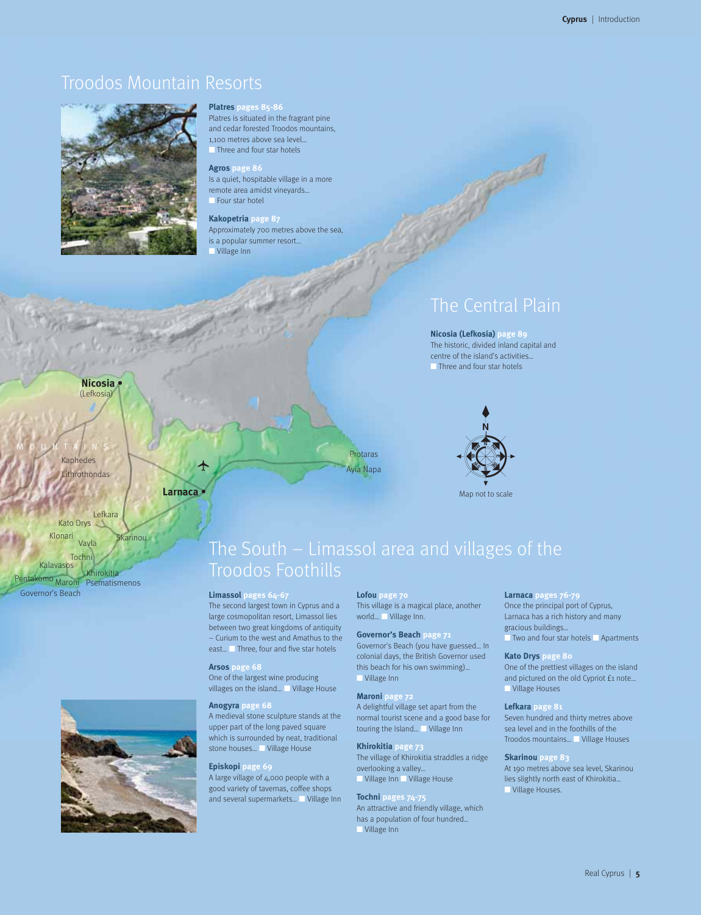## Troodos Mountain Resorts

**Platres** pages 85-86
Platres is situated in the fragrant pine and cedar forested Troodos mountains, 1,100 metres above sea level...
Three and four star hotels

**Agros** page 86
Is a quiet, hospitable village in a more remote area amidst vineyards...
Four star hotel

**Kakopetria** page 87
Approximately 700 metres above the sea, is a popular summer resort...
Village Inn

## The Central Plain

**Nicosia (Lefkosia)** page 89
The historic, divided inland capital and centre of the island's activities...
Three and four star hotels

Nicosia (Lefkosia)
MOUNTAINS
Kaphedes
Lithrothondas
Larnaca
Protaras
Ayia Napa
Lefkara
Kato Drys
Klonari
Vavla
Skarinou
Tochni
Kalavasos
Khirokitia
Pentakomo
Maroni
Psematismenos
Governor's Beach

Map not to scale

## The South – Limassol area and villages of the Troodos Foothills

**Limassol** pages 64-67
The second largest town in Cyprus and a large cosmopolitan resort, Limassol lies between two great kingdoms of antiquity – Curium to the west and Amathus to the east... Three, four and five star hotels

**Arsos** page 68
One of the largest wine producing villages on the island... Village House

**Anogyra** page 68
A medieval stone sculpture stands at the upper part of the long paved square which is surrounded by neat, traditional stone houses... Village House

**Episkopi** page 69
A large village of 4,000 people with a good variety of tavernas, coffee shops and several supermarkets... Village Inn

**Lofou** page 70
This village is a magical place, another world... Village Inn.

**Governor's Beach** page 71
Governor's Beach (you have guessed... In colonial days, the British Governor used this beach for his own swimming)...
Village Inn

**Maroni** page 72
A delightful village set apart from the normal tourist scene and a good base for touring the Island... Village Inn

**Khirokitia** page 73
The village of Khirokitia straddles a ridge overlooking a valley...
Village Inn Village House

**Tochni** pages 74-75
An attractive and friendly village, which has a population of four hundred...
Village Inn

**Larnaca** pages 76-79
Once the principal port of Cyprus, Larnaca has a rich history and many gracious buildings...
Two and four star hotels Apartments

**Kato Drys** page 80
One of the prettiest villages on the island and pictured on the old Cypriot £1 note...
Village Houses

**Lefkara** page 81
Seven hundred and thirty metres above sea level and in the foothills of the Troodos mountains... Village Houses

**Skarinou** page 83
At 190 metres above sea level, Skarinou lies slightly north east of Khirokitia...
Village Houses.